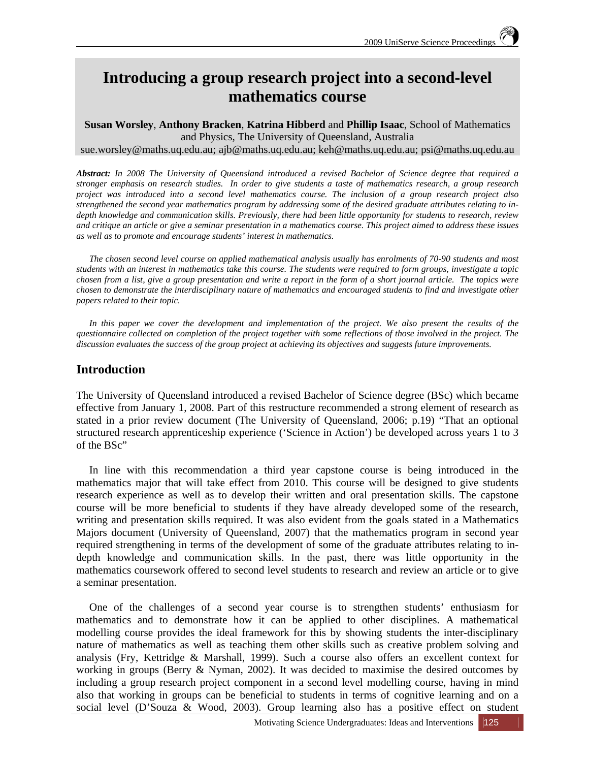# Introducing a group research project into a second-level mathematics course

**Susan Worsley**, **Anthony Bracken**, **Katrina Hibberd** and **Phillip Isaac**, School of Mathematics and Physics, The University of Queensland, Australia
sue.worsley@maths.uq.edu.au; ajb@maths.uq.edu.au; keh@maths.uq.edu.au; psi@maths.uq.edu.au

***Abstract:*** *In 2008 The University of Queensland introduced a revised Bachelor of Science degree that required a stronger emphasis on research studies. In order to give students a taste of mathematics research, a group research project was introduced into a second level mathematics course. The inclusion of a group research project also strengthened the second year mathematics program by addressing some of the desired graduate attributes relating to in-depth knowledge and communication skills. Previously, there had been little opportunity for students to research, review and critique an article or give a seminar presentation in a mathematics course. This project aimed to address these issues as well as to promote and encourage students' interest in mathematics.*

*The chosen second level course on applied mathematical analysis usually has enrolments of 70-90 students and most students with an interest in mathematics take this course. The students were required to form groups, investigate a topic chosen from a list, give a group presentation and write a report in the form of a short journal article. The topics were chosen to demonstrate the interdisciplinary nature of mathematics and encouraged students to find and investigate other papers related to their topic.*

*In this paper we cover the development and implementation of the project. We also present the results of the questionnaire collected on completion of the project together with some reflections of those involved in the project. The discussion evaluates the success of the group project at achieving its objectives and suggests future improvements.*

## Introduction

The University of Queensland introduced a revised Bachelor of Science degree (BSc) which became effective from January 1, 2008. Part of this restructure recommended a strong element of research as stated in a prior review document (The University of Queensland, 2006; p.19) "That an optional structured research apprenticeship experience ('Science in Action') be developed across years 1 to 3 of the BSc"

In line with this recommendation a third year capstone course is being introduced in the mathematics major that will take effect from 2010. This course will be designed to give students research experience as well as to develop their written and oral presentation skills. The capstone course will be more beneficial to students if they have already developed some of the research, writing and presentation skills required. It was also evident from the goals stated in a Mathematics Majors document (University of Queensland, 2007) that the mathematics program in second year required strengthening in terms of the development of some of the graduate attributes relating to in-depth knowledge and communication skills. In the past, there was little opportunity in the mathematics coursework offered to second level students to research and review an article or to give a seminar presentation.

One of the challenges of a second year course is to strengthen students' enthusiasm for mathematics and to demonstrate how it can be applied to other disciplines. A mathematical modelling course provides the ideal framework for this by showing students the inter-disciplinary nature of mathematics as well as teaching them other skills such as creative problem solving and analysis (Fry, Kettridge & Marshall, 1999). Such a course also offers an excellent context for working in groups (Berry & Nyman, 2002). It was decided to maximise the desired outcomes by including a group research project component in a second level modelling course, having in mind also that working in groups can be beneficial to students in terms of cognitive learning and on a social level (D'Souza & Wood, 2003). Group learning also has a positive effect on student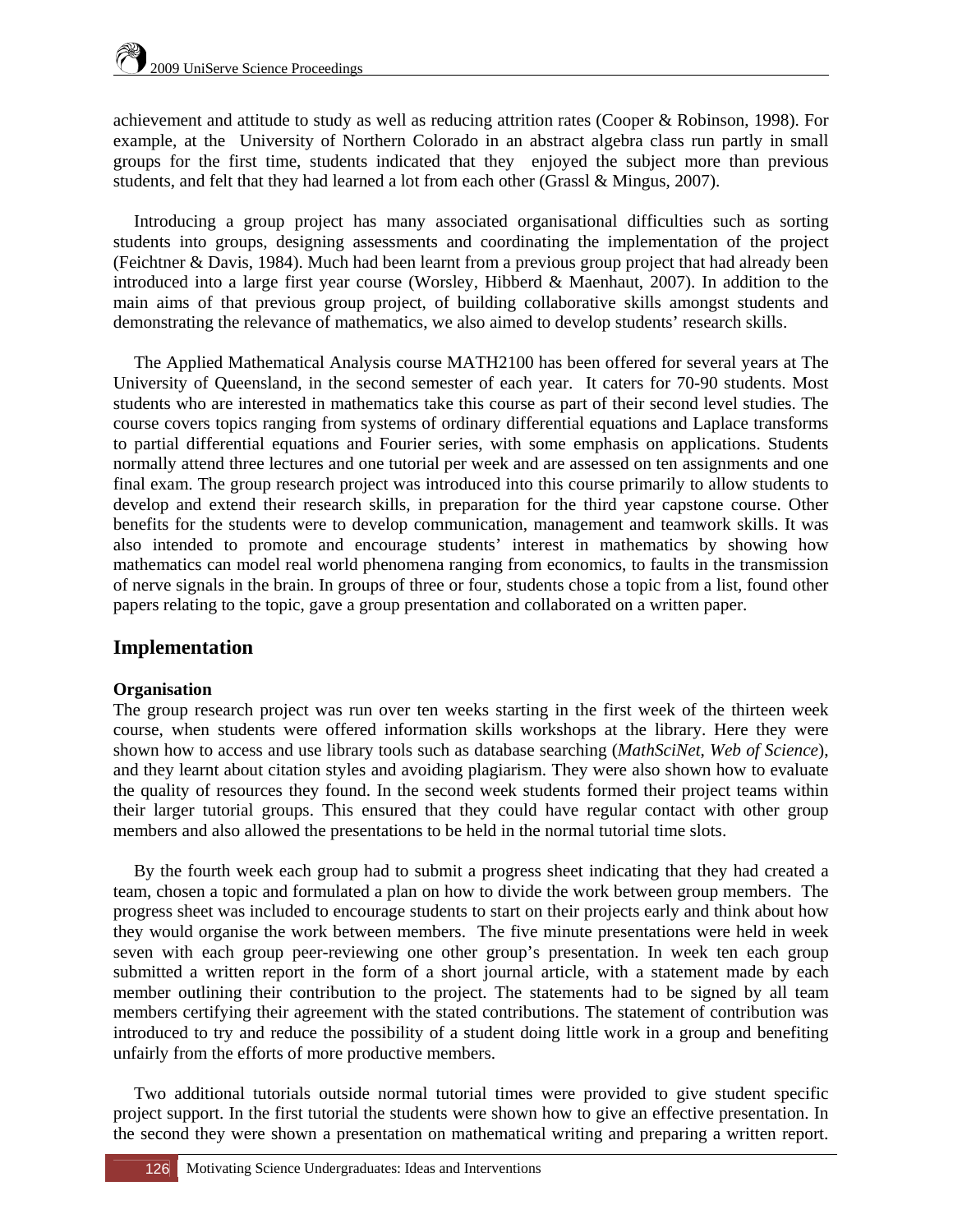achievement and attitude to study as well as reducing attrition rates (Cooper & Robinson, 1998). For example, at the University of Northern Colorado in an abstract algebra class run partly in small groups for the first time, students indicated that they enjoyed the subject more than previous students, and felt that they had learned a lot from each other (Grassl & Mingus, 2007).

Introducing a group project has many associated organisational difficulties such as sorting students into groups, designing assessments and coordinating the implementation of the project (Feichtner & Davis, 1984). Much had been learnt from a previous group project that had already been introduced into a large first year course (Worsley, Hibberd & Maenhaut, 2007). In addition to the main aims of that previous group project, of building collaborative skills amongst students and demonstrating the relevance of mathematics, we also aimed to develop students' research skills.

The Applied Mathematical Analysis course MATH2100 has been offered for several years at The University of Queensland, in the second semester of each year. It caters for 70-90 students. Most students who are interested in mathematics take this course as part of their second level studies. The course covers topics ranging from systems of ordinary differential equations and Laplace transforms to partial differential equations and Fourier series, with some emphasis on applications. Students normally attend three lectures and one tutorial per week and are assessed on ten assignments and one final exam. The group research project was introduced into this course primarily to allow students to develop and extend their research skills, in preparation for the third year capstone course. Other benefits for the students were to develop communication, management and teamwork skills. It was also intended to promote and encourage students' interest in mathematics by showing how mathematics can model real world phenomena ranging from economics, to faults in the transmission of nerve signals in the brain. In groups of three or four, students chose a topic from a list, found other papers relating to the topic, gave a group presentation and collaborated on a written paper.

## Implementation

### Organisation

The group research project was run over ten weeks starting in the first week of the thirteen week course, when students were offered information skills workshops at the library. Here they were shown how to access and use library tools such as database searching (*MathSciNet*, *Web of Science*), and they learnt about citation styles and avoiding plagiarism. They were also shown how to evaluate the quality of resources they found. In the second week students formed their project teams within their larger tutorial groups. This ensured that they could have regular contact with other group members and also allowed the presentations to be held in the normal tutorial time slots.

By the fourth week each group had to submit a progress sheet indicating that they had created a team, chosen a topic and formulated a plan on how to divide the work between group members. The progress sheet was included to encourage students to start on their projects early and think about how they would organise the work between members. The five minute presentations were held in week seven with each group peer-reviewing one other group's presentation. In week ten each group submitted a written report in the form of a short journal article, with a statement made by each member outlining their contribution to the project. The statements had to be signed by all team members certifying their agreement with the stated contributions. The statement of contribution was introduced to try and reduce the possibility of a student doing little work in a group and benefiting unfairly from the efforts of more productive members.

Two additional tutorials outside normal tutorial times were provided to give student specific project support. In the first tutorial the students were shown how to give an effective presentation. In the second they were shown a presentation on mathematical writing and preparing a written report.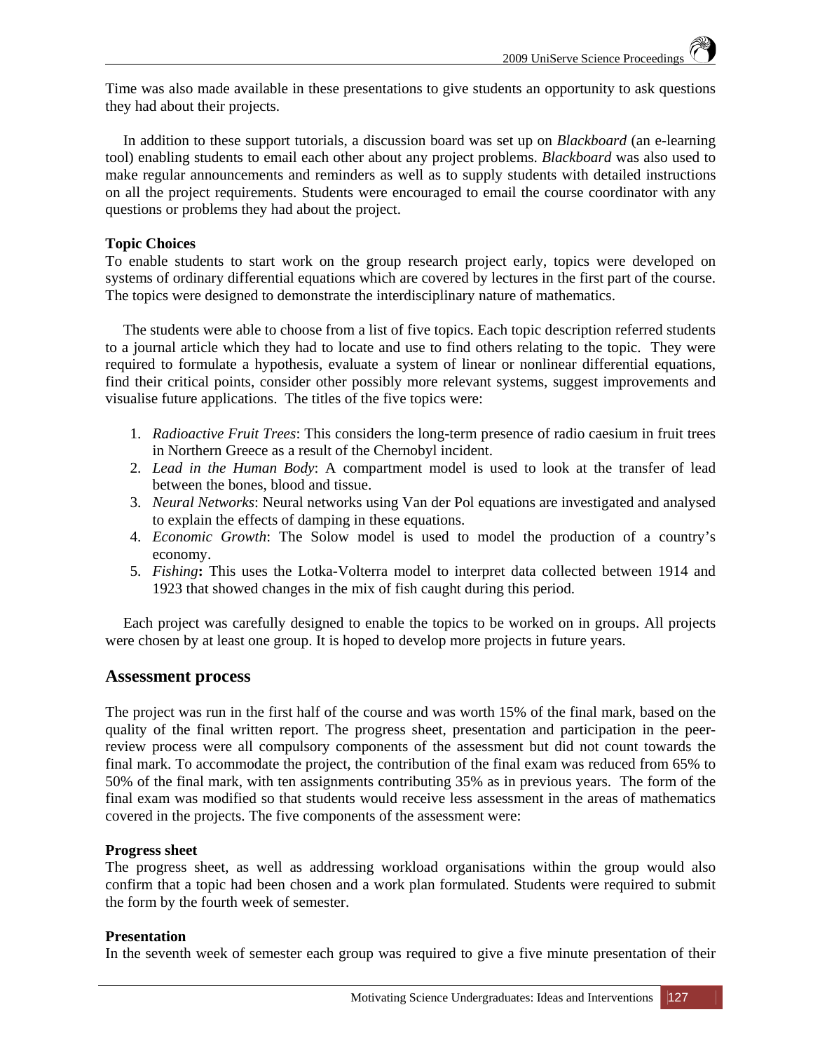Time was also made available in these presentations to give students an opportunity to ask questions they had about their projects.

In addition to these support tutorials, a discussion board was set up on *Blackboard* (an e-learning tool) enabling students to email each other about any project problems. *Blackboard* was also used to make regular announcements and reminders as well as to supply students with detailed instructions on all the project requirements. Students were encouraged to email the course coordinator with any questions or problems they had about the project.

**Topic Choices**

To enable students to start work on the group research project early, topics were developed on systems of ordinary differential equations which are covered by lectures in the first part of the course. The topics were designed to demonstrate the interdisciplinary nature of mathematics.

The students were able to choose from a list of five topics. Each topic description referred students to a journal article which they had to locate and use to find others relating to the topic. They were required to formulate a hypothesis, evaluate a system of linear or nonlinear differential equations, find their critical points, consider other possibly more relevant systems, suggest improvements and visualise future applications. The titles of the five topics were:

1. *Radioactive Fruit Trees*: This considers the long-term presence of radio caesium in fruit trees in Northern Greece as a result of the Chernobyl incident.
2. *Lead in the Human Body*: A compartment model is used to look at the transfer of lead between the bones, blood and tissue.
3. *Neural Networks*: Neural networks using Van der Pol equations are investigated and analysed to explain the effects of damping in these equations.
4. *Economic Growth*: The Solow model is used to model the production of a country's economy.
5. *Fishing***:** This uses the Lotka-Volterra model to interpret data collected between 1914 and 1923 that showed changes in the mix of fish caught during this period.

Each project was carefully designed to enable the topics to be worked on in groups. All projects were chosen by at least one group. It is hoped to develop more projects in future years.

## Assessment process

The project was run in the first half of the course and was worth 15% of the final mark, based on the quality of the final written report. The progress sheet, presentation and participation in the peer-review process were all compulsory components of the assessment but did not count towards the final mark. To accommodate the project, the contribution of the final exam was reduced from 65% to 50% of the final mark, with ten assignments contributing 35% as in previous years. The form of the final exam was modified so that students would receive less assessment in the areas of mathematics covered in the projects. The five components of the assessment were:

**Progress sheet**

The progress sheet, as well as addressing workload organisations within the group would also confirm that a topic had been chosen and a work plan formulated. Students were required to submit the form by the fourth week of semester.

**Presentation**

In the seventh week of semester each group was required to give a five minute presentation of their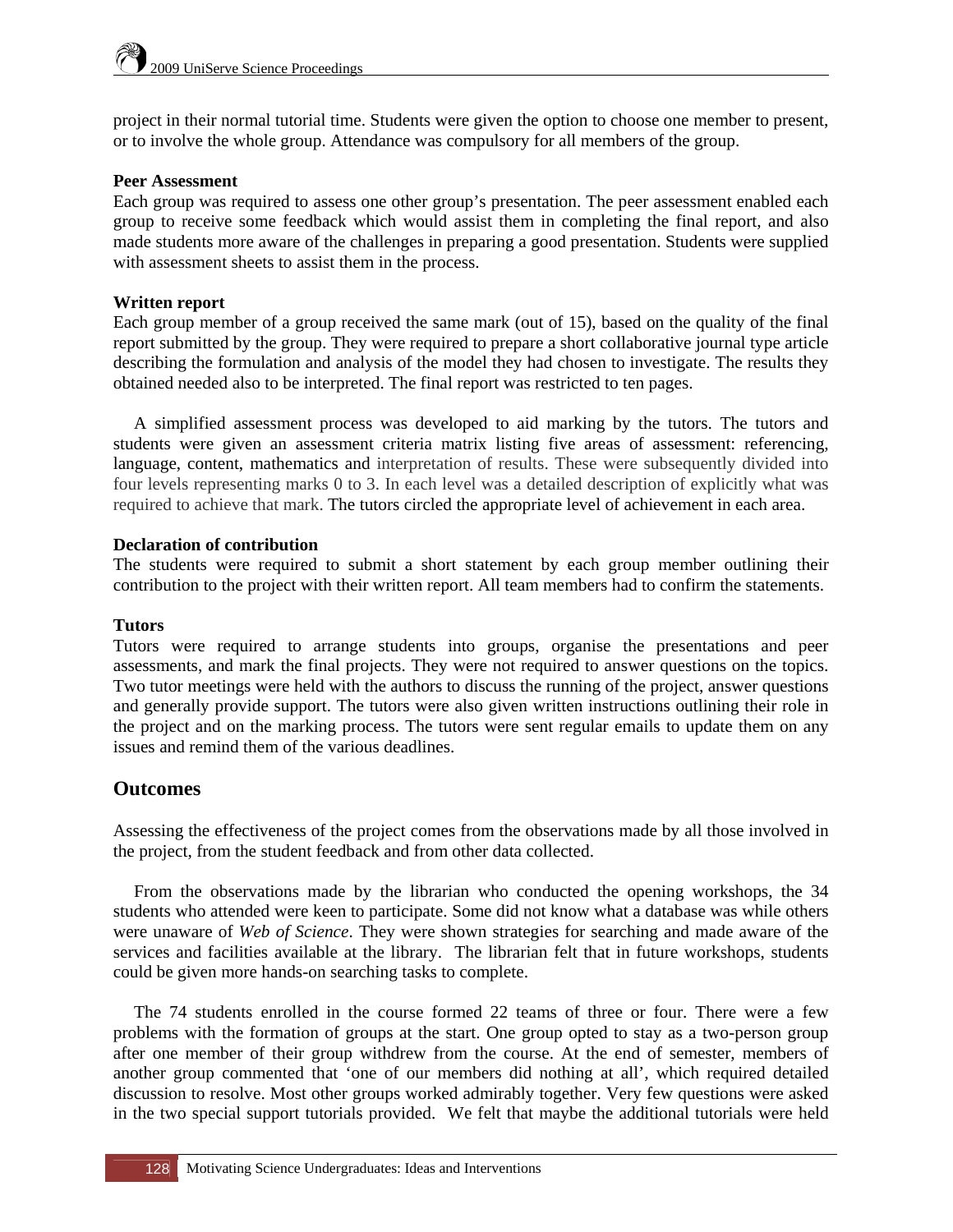project in their normal tutorial time. Students were given the option to choose one member to present, or to involve the whole group. Attendance was compulsory for all members of the group.

**Peer Assessment**

Each group was required to assess one other group's presentation. The peer assessment enabled each group to receive some feedback which would assist them in completing the final report, and also made students more aware of the challenges in preparing a good presentation. Students were supplied with assessment sheets to assist them in the process.

**Written report**

Each group member of a group received the same mark (out of 15), based on the quality of the final report submitted by the group. They were required to prepare a short collaborative journal type article describing the formulation and analysis of the model they had chosen to investigate. The results they obtained needed also to be interpreted. The final report was restricted to ten pages.

A simplified assessment process was developed to aid marking by the tutors. The tutors and students were given an assessment criteria matrix listing five areas of assessment: referencing, language, content, mathematics and interpretation of results. These were subsequently divided into four levels representing marks 0 to 3. In each level was a detailed description of explicitly what was required to achieve that mark. The tutors circled the appropriate level of achievement in each area.

**Declaration of contribution**

The students were required to submit a short statement by each group member outlining their contribution to the project with their written report. All team members had to confirm the statements.

**Tutors**

Tutors were required to arrange students into groups, organise the presentations and peer assessments, and mark the final projects. They were not required to answer questions on the topics. Two tutor meetings were held with the authors to discuss the running of the project, answer questions and generally provide support. The tutors were also given written instructions outlining their role in the project and on the marking process. The tutors were sent regular emails to update them on any issues and remind them of the various deadlines.

## Outcomes

Assessing the effectiveness of the project comes from the observations made by all those involved in the project, from the student feedback and from other data collected.

From the observations made by the librarian who conducted the opening workshops, the 34 students who attended were keen to participate. Some did not know what a database was while others were unaware of *Web of Science*. They were shown strategies for searching and made aware of the services and facilities available at the library. The librarian felt that in future workshops, students could be given more hands-on searching tasks to complete.

The 74 students enrolled in the course formed 22 teams of three or four. There were a few problems with the formation of groups at the start. One group opted to stay as a two-person group after one member of their group withdrew from the course. At the end of semester, members of another group commented that 'one of our members did nothing at all', which required detailed discussion to resolve. Most other groups worked admirably together. Very few questions were asked in the two special support tutorials provided. We felt that maybe the additional tutorials were held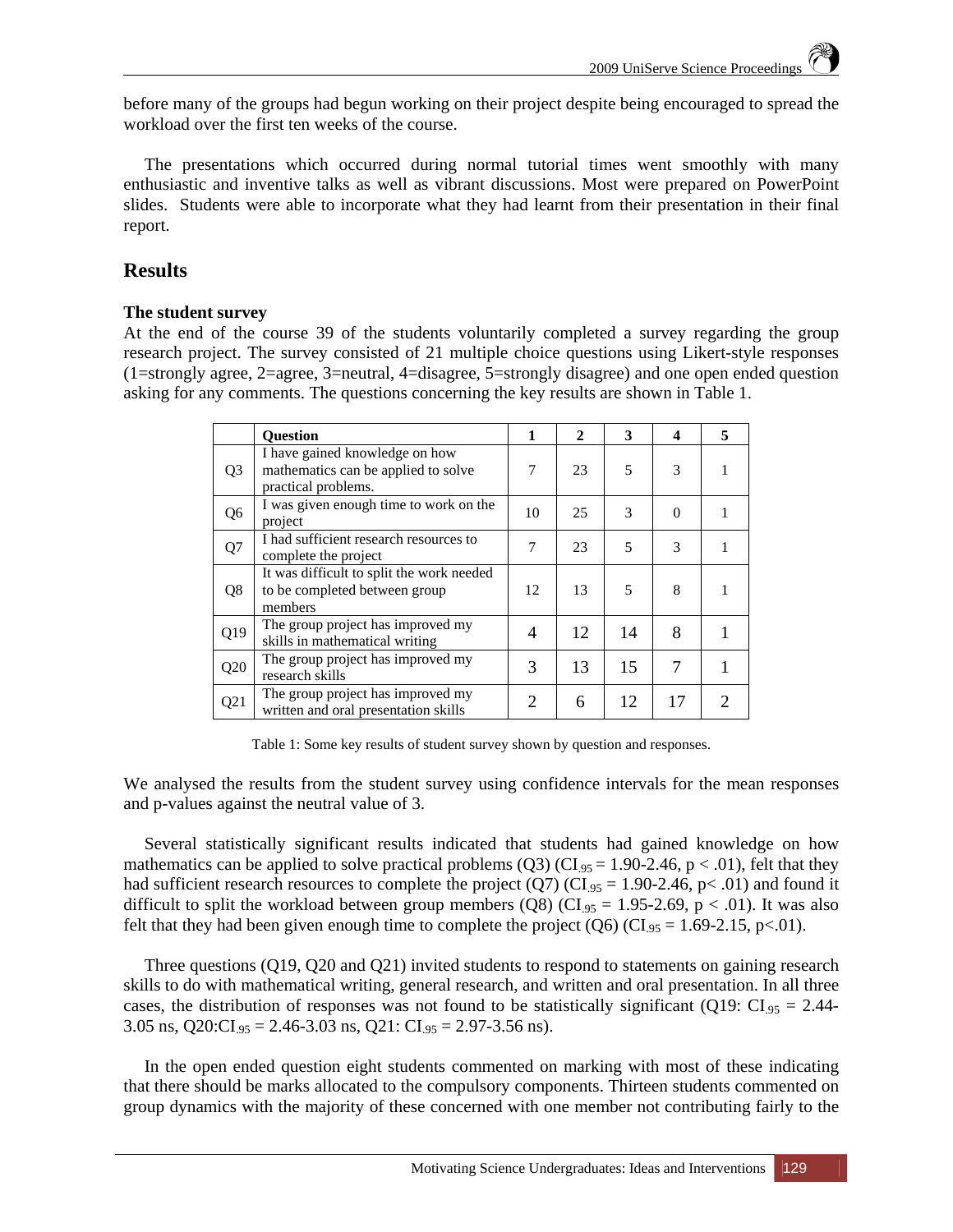before many of the groups had begun working on their project despite being encouraged to spread the workload over the first ten weeks of the course.

The presentations which occurred during normal tutorial times went smoothly with many enthusiastic and inventive talks as well as vibrant discussions. Most were prepared on PowerPoint slides. Students were able to incorporate what they had learnt from their presentation in their final report.

## Results

### The student survey

At the end of the course 39 of the students voluntarily completed a survey regarding the group research project. The survey consisted of 21 multiple choice questions using Likert-style responses (1=strongly agree, 2=agree, 3=neutral, 4=disagree, 5=strongly disagree) and one open ended question asking for any comments. The questions concerning the key results are shown in Table 1.

| | Question | 1 | 2 | 3 | 4 | 5 |
|---|---|---|---|---|---|---|
| Q3 | I have gained knowledge on how mathematics can be applied to solve practical problems. | 7 | 23 | 5 | 3 | 1 |
| Q6 | I was given enough time to work on the project | 10 | 25 | 3 | 0 | 1 |
| Q7 | I had sufficient research resources to complete the project | 7 | 23 | 5 | 3 | 1 |
| Q8 | It was difficult to split the work needed to be completed between group members | 12 | 13 | 5 | 8 | 1 |
| Q19 | The group project has improved my skills in mathematical writing | 4 | 12 | 14 | 8 | 1 |
| Q20 | The group project has improved my research skills | 3 | 13 | 15 | 7 | 1 |
| Q21 | The group project has improved my written and oral presentation skills | 2 | 6 | 12 | 17 | 2 |

Table 1: Some key results of student survey shown by question and responses.

We analysed the results from the student survey using confidence intervals for the mean responses and p-values against the neutral value of 3.

Several statistically significant results indicated that students had gained knowledge on how mathematics can be applied to solve practical problems (Q3) ($CI_{.95} = 1.90\text{-}2.46$, $p < .01$), felt that they had sufficient research resources to complete the project (Q7) ($CI_{.95} = 1.90\text{-}2.46$, $p < .01$) and found it difficult to split the workload between group members (Q8) ($CI_{.95} = 1.95\text{-}2.69$, $p < .01$). It was also felt that they had been given enough time to complete the project (Q6) ($CI_{.95} = 1.69\text{-}2.15$, $p < .01$).

Three questions (Q19, Q20 and Q21) invited students to respond to statements on gaining research skills to do with mathematical writing, general research, and written and oral presentation. In all three cases, the distribution of responses was not found to be statistically significant (Q19: $CI_{.95} = 2.44\text{-}3.05$ ns, Q20: $CI_{.95} = 2.46\text{-}3.03$ ns, Q21: $CI_{.95} = 2.97\text{-}3.56$ ns).

In the open ended question eight students commented on marking with most of these indicating that there should be marks allocated to the compulsory components. Thirteen students commented on group dynamics with the majority of these concerned with one member not contributing fairly to the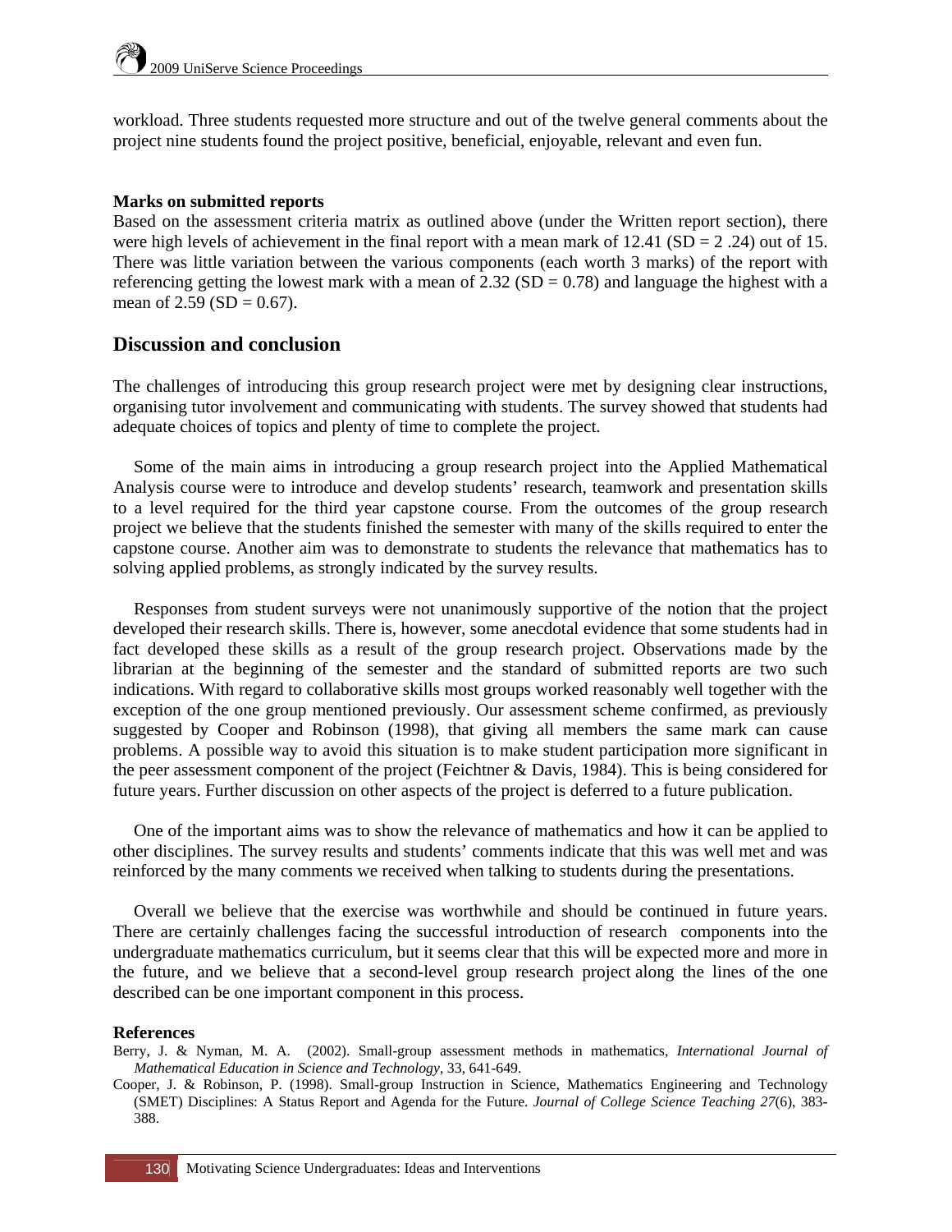workload. Three students requested more structure and out of the twelve general comments about the project nine students found the project positive, beneficial, enjoyable, relevant and even fun.

### Marks on submitted reports

Based on the assessment criteria matrix as outlined above (under the Written report section), there were high levels of achievement in the final report with a mean mark of 12.41 (SD = 2 .24) out of 15. There was little variation between the various components (each worth 3 marks) of the report with referencing getting the lowest mark with a mean of 2.32 (SD = 0.78) and language the highest with a mean of 2.59 (SD = 0.67).

## Discussion and conclusion

The challenges of introducing this group research project were met by designing clear instructions, organising tutor involvement and communicating with students. The survey showed that students had adequate choices of topics and plenty of time to complete the project.

Some of the main aims in introducing a group research project into the Applied Mathematical Analysis course were to introduce and develop students' research, teamwork and presentation skills to a level required for the third year capstone course. From the outcomes of the group research project we believe that the students finished the semester with many of the skills required to enter the capstone course. Another aim was to demonstrate to students the relevance that mathematics has to solving applied problems, as strongly indicated by the survey results.

Responses from student surveys were not unanimously supportive of the notion that the project developed their research skills. There is, however, some anecdotal evidence that some students had in fact developed these skills as a result of the group research project. Observations made by the librarian at the beginning of the semester and the standard of submitted reports are two such indications. With regard to collaborative skills most groups worked reasonably well together with the exception of the one group mentioned previously. Our assessment scheme confirmed, as previously suggested by Cooper and Robinson (1998), that giving all members the same mark can cause problems. A possible way to avoid this situation is to make student participation more significant in the peer assessment component of the project (Feichtner & Davis, 1984). This is being considered for future years. Further discussion on other aspects of the project is deferred to a future publication.

One of the important aims was to show the relevance of mathematics and how it can be applied to other disciplines. The survey results and students' comments indicate that this was well met and was reinforced by the many comments we received when talking to students during the presentations.

Overall we believe that the exercise was worthwhile and should be continued in future years. There are certainly challenges facing the successful introduction of research components into the undergraduate mathematics curriculum, but it seems clear that this will be expected more and more in the future, and we believe that a second-level group research project along the lines of the one described can be one important component in this process.

### References

Berry, J. & Nyman, M. A. (2002). Small-group assessment methods in mathematics, *International Journal of Mathematical Education in Science and Technology*, 33, 641-649.

Cooper, J. & Robinson, P. (1998). Small-group Instruction in Science, Mathematics Engineering and Technology (SMET) Disciplines: A Status Report and Agenda for the Future. *Journal of College Science Teaching 27*(6), 383-388.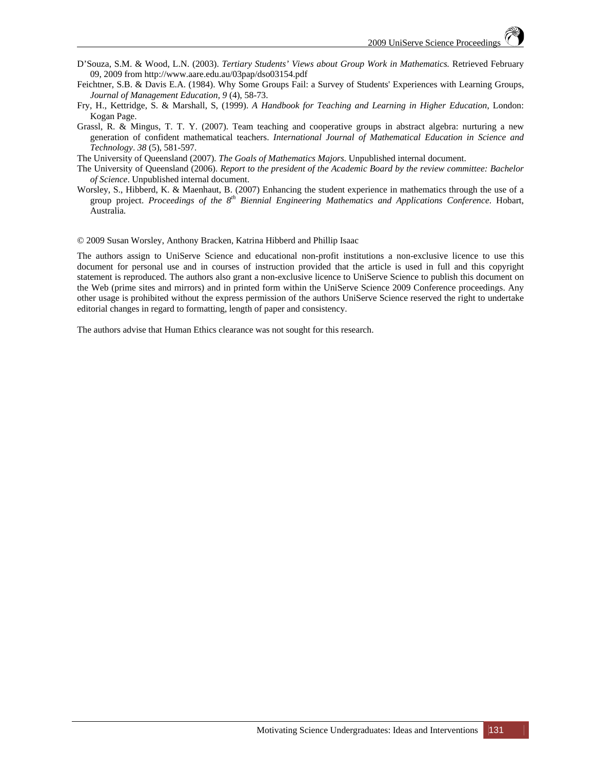D'Souza, S.M. & Wood, L.N. (2003). *Tertiary Students' Views about Group Work in Mathematics.* Retrieved February 09, 2009 from http://www.aare.edu.au/03pap/dso03154.pdf

Feichtner, S.B. & Davis E.A. (1984). Why Some Groups Fail: a Survey of Students' Experiences with Learning Groups, *Journal of Management Education, 9* (4), 58-73.

Fry, H., Kettridge, S. & Marshall, S, (1999). *A Handbook for Teaching and Learning in Higher Education*, London: Kogan Page.

Grassl, R. & Mingus, T. T. Y. (2007). Team teaching and cooperative groups in abstract algebra: nurturing a new generation of confident mathematical teachers. *International Journal of Mathematical Education in Science and Technology*. *38* (5), 581-597.

The University of Queensland (2007). *The Goals of Mathematics Majors.* Unpublished internal document.

The University of Queensland (2006). *Report to the president of the Academic Board by the review committee: Bachelor of Science*. Unpublished internal document.

Worsley, S., Hibberd, K. & Maenhaut, B. (2007) Enhancing the student experience in mathematics through the use of a group project. *Proceedings of the 8th Biennial Engineering Mathematics and Applications Conference*. Hobart, Australia.

© 2009 Susan Worsley, Anthony Bracken, Katrina Hibberd and Phillip Isaac

The authors assign to UniServe Science and educational non-profit institutions a non-exclusive licence to use this document for personal use and in courses of instruction provided that the article is used in full and this copyright statement is reproduced. The authors also grant a non-exclusive licence to UniServe Science to publish this document on the Web (prime sites and mirrors) and in printed form within the UniServe Science 2009 Conference proceedings. Any other usage is prohibited without the express permission of the authors UniServe Science reserved the right to undertake editorial changes in regard to formatting, length of paper and consistency.

The authors advise that Human Ethics clearance was not sought for this research.